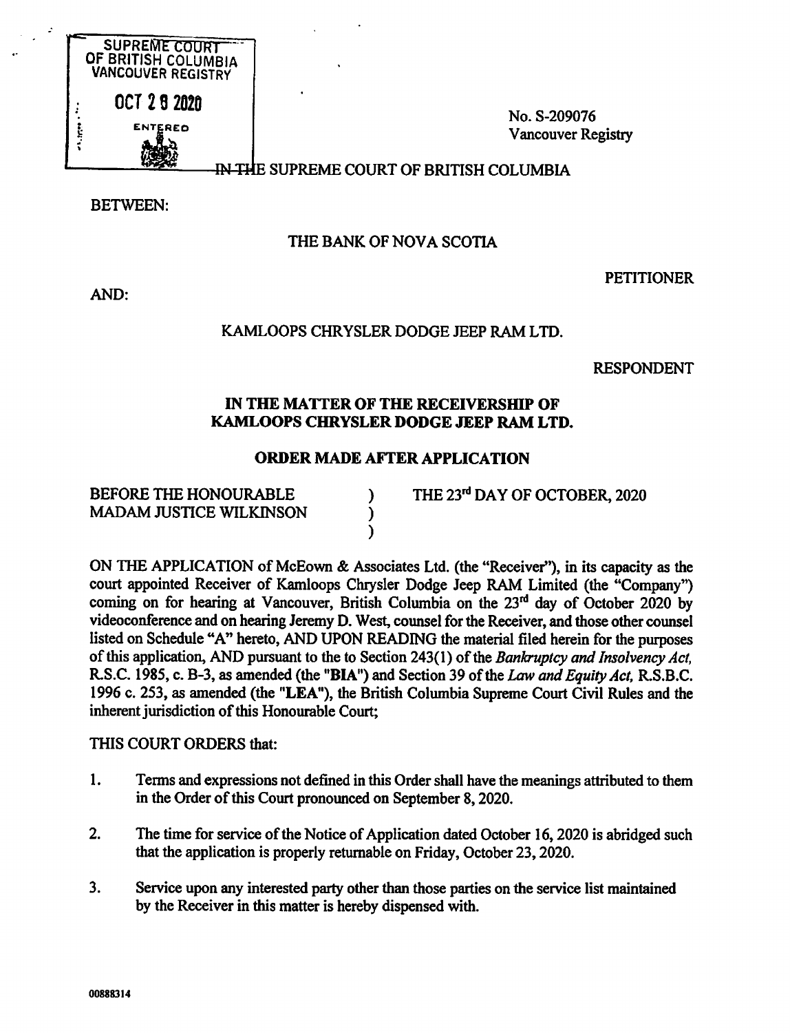SUPREME COURT OF BRITISH COLUMBIA
VANCOUVER REGISTRY

OCT 28 2020

ENTERED

No. S-209076
Vancouver Registry

IN THE SUPREME COURT OF BRITISH COLUMBIA

BETWEEN:

THE BANK OF NOVA SCOTIA

PETITIONER

AND:

KAMLOOPS CHRYSLER DODGE JEEP RAM LTD.

RESPONDENT

**IN THE MATTER OF THE RECEIVERSHIP OF KAMLOOPS CHRYSLER DODGE JEEP RAM LTD.**

**ORDER MADE AFTER APPLICATION**

BEFORE THE HONOURABLE MADAM JUSTICE WILKINSON ) THE 23rd DAY OF OCTOBER, 2020

ON THE APPLICATION of McEown & Associates Ltd. (the "Receiver"), in its capacity as the court appointed Receiver of Kamloops Chrysler Dodge Jeep RAM Limited (the "Company") coming on for hearing at Vancouver, British Columbia on the 23rd day of October 2020 by videoconference and on hearing Jeremy D. West, counsel for the Receiver, and those other counsel listed on Schedule "A" hereto, AND UPON READING the material filed herein for the purposes of this application, AND pursuant to the to Section 243(1) of the *Bankruptcy and Insolvency Act*, R.S.C. 1985, c. B-3, as amended (the "**BIA**") and Section 39 of the *Law and Equity Act*, R.S.B.C. 1996 c. 253, as amended (the "**LEA**"), the British Columbia Supreme Court Civil Rules and the inherent jurisdiction of this Honourable Court;

THIS COURT ORDERS that:

1. Terms and expressions not defined in this Order shall have the meanings attributed to them in the Order of this Court pronounced on September 8, 2020.

2. The time for service of the Notice of Application dated October 16, 2020 is abridged such that the application is properly returnable on Friday, October 23, 2020.

3. Service upon any interested party other than those parties on the service list maintained by the Receiver in this matter is hereby dispensed with.

00888314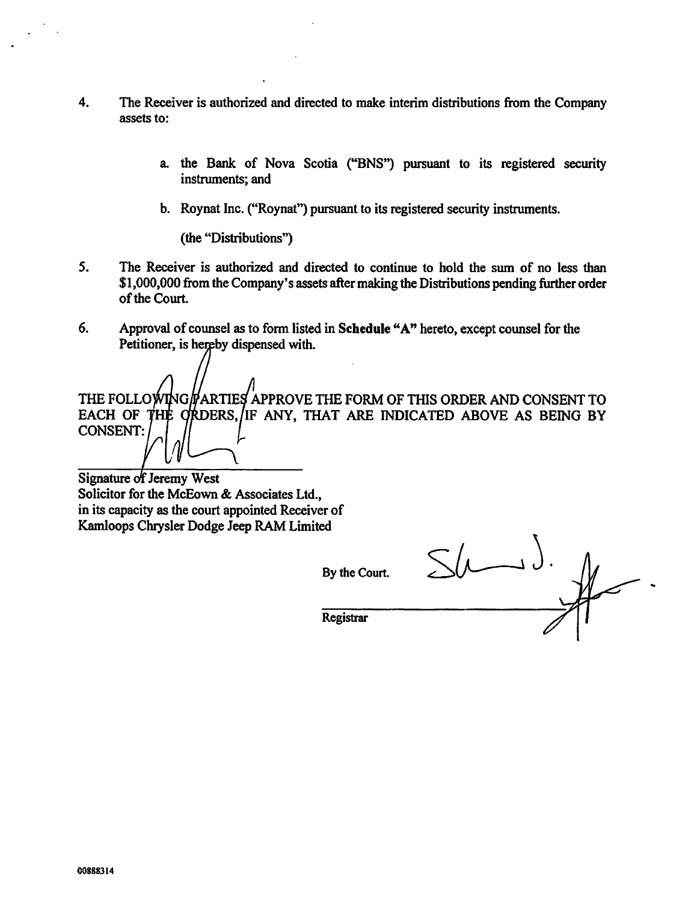4. The Receiver is authorized and directed to make interim distributions from the Company assets to:

   a. the Bank of Nova Scotia ("BNS") pursuant to its registered security instruments; and

   b. Roynat Inc. ("Roynat") pursuant to its registered security instruments.

   (the "Distributions")

5. The Receiver is authorized and directed to continue to hold the sum of no less than $1,000,000 from the Company's assets after making the Distributions pending further order of the Court.

6. Approval of counsel as to form listed in **Schedule "A"** hereto, except counsel for the Petitioner, is hereby dispensed with.

THE FOLLOWING PARTIES APPROVE THE FORM OF THIS ORDER AND CONSENT TO EACH OF THE ORDERS, IF ANY, THAT ARE INDICATED ABOVE AS BEING BY CONSENT:

\_\_\_\_\_\_\_\_\_\_\_\_\_\_\_\_\_\_\_\_\_\_\_\_\_\_\_\_\_\_
Signature of Jeremy West
Solicitor for the McEown & Associates Ltd.,
in its capacity as the court appointed Receiver of
Kamloops Chrysler Dodge Jeep RAM Limited

By the Court.

\_\_\_\_\_\_\_\_\_\_\_\_\_\_\_\_\_\_\_\_\_\_\_\_\_\_\_\_\_\_
Registrar

00888314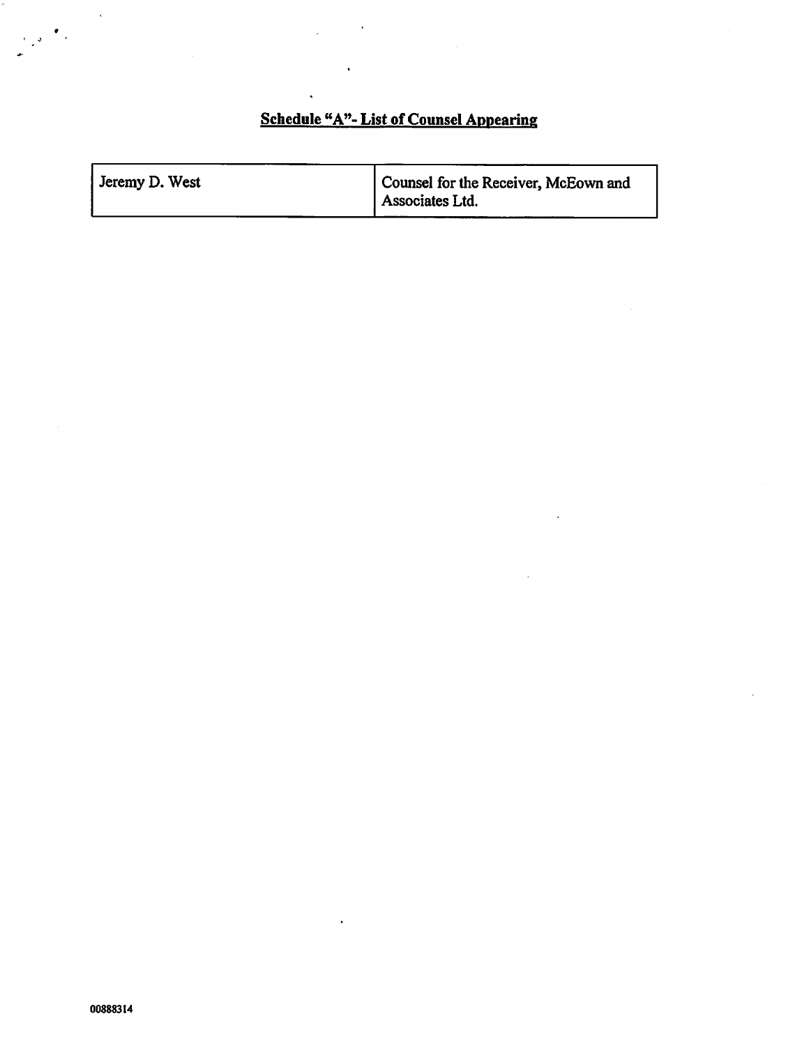## Schedule "A"- List of Counsel Appearing

| Jeremy D. West | Counsel for the Receiver, McEown and Associates Ltd. |
| --- | --- |

00888314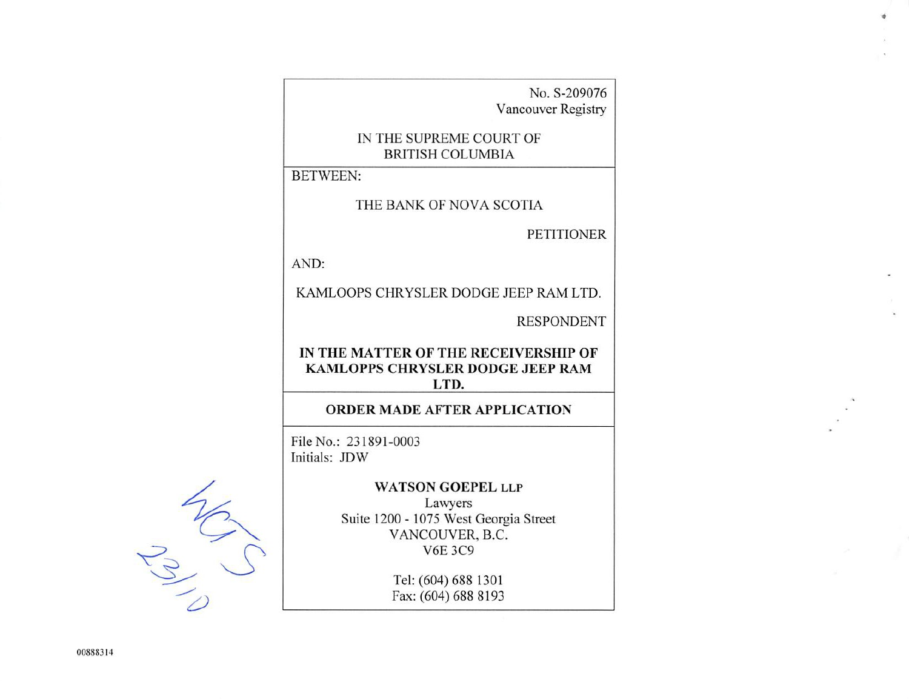No. S-209076
Vancouver Registry

IN THE SUPREME COURT OF
BRITISH COLUMBIA

BETWEEN:

THE BANK OF NOVA SCOTIA

PETITIONER

AND:

KAMLOOPS CHRYSLER DODGE JEEP RAM LTD.

RESPONDENT

**IN THE MATTER OF THE RECEIVERSHIP OF KAMLOPPS CHRYSLER DODGE JEEP RAM LTD.**

**ORDER MADE AFTER APPLICATION**

File No.: 231891-0003
Initials: JDW

**WATSON GOEPEL LLP**
Lawyers
Suite 1200 - 1075 West Georgia Street
VANCOUVER, B.C.
V6E 3C9

Tel: (604) 688 1301
Fax: (604) 688 8193

WGS
23/10

00888314